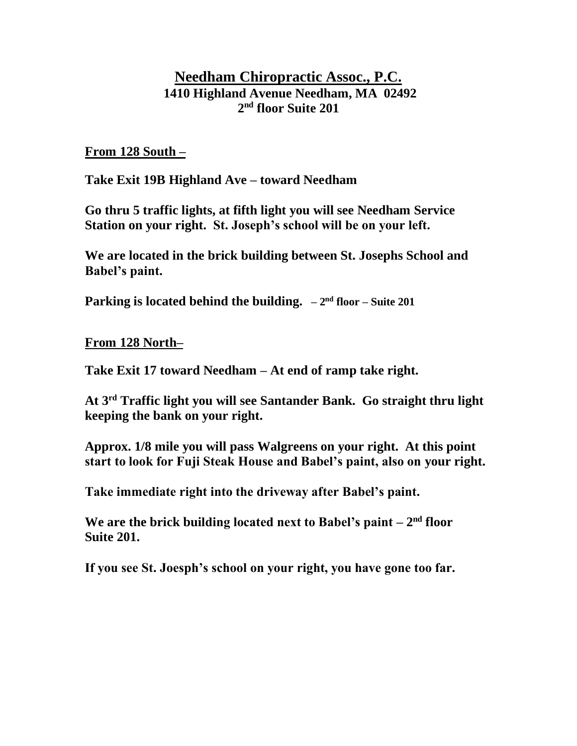# Needham Chiropractic Assoc., P.C.

**1410 Highland Avenue Needham, MA 02492**

**2nd floor Suite 201**

## From 128 South –

**Take Exit 19B Highland Ave – toward Needham**

**Go thru 5 traffic lights, at fifth light you will see Needham Service Station on your right. St. Joseph's school will be on your left.**

**We are located in the brick building between St. Josephs School and Babel's paint.**

**Parking is located behind the building. – 2nd floor – Suite 201**

## From 128 North–

**Take Exit 17 toward Needham – At end of ramp take right.**

**At 3rd Traffic light you will see Santander Bank. Go straight thru light keeping the bank on your right.**

**Approx. 1/8 mile you will pass Walgreens on your right. At this point start to look for Fuji Steak House and Babel's paint, also on your right.**

**Take immediate right into the driveway after Babel's paint.**

**We are the brick building located next to Babel's paint – 2nd floor Suite 201.**

**If you see St. Joesph's school on your right, you have gone too far.**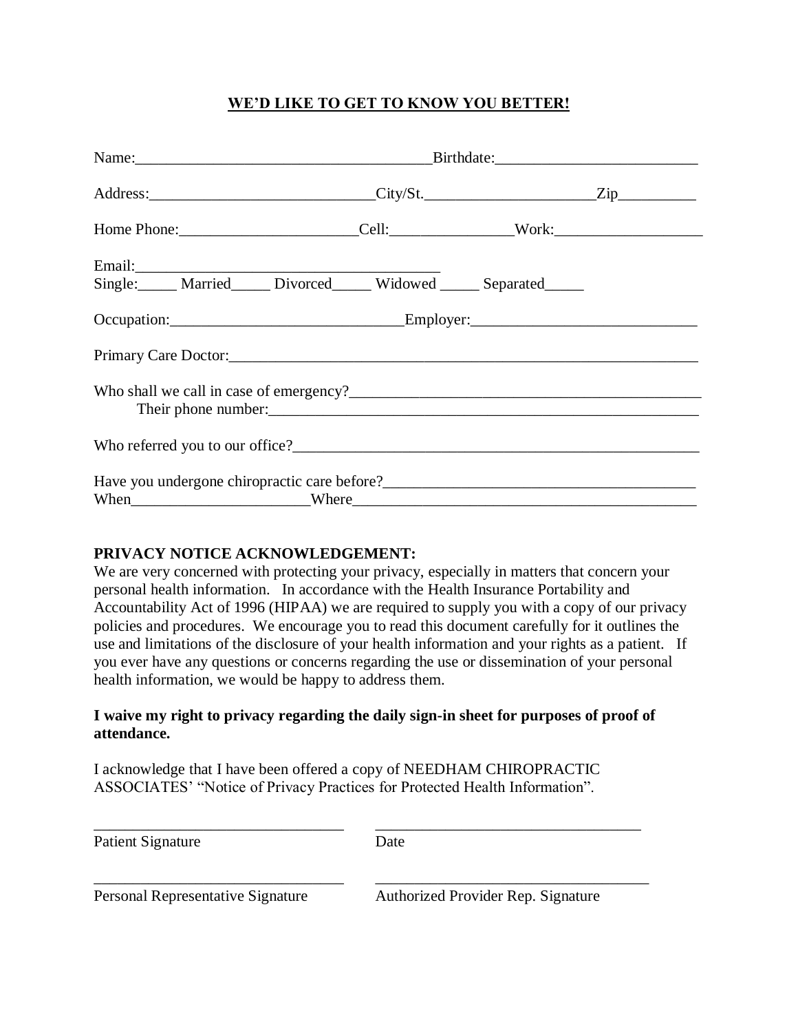## WE'D LIKE TO GET TO KNOW YOU BETTER!

Name:______________________________________Birthdate:_________________________

Address:____________________________City/St._____________________Zip_________

Home Phone:______________________Cell:_______________Work:__________________

Email:_______________________________________

Single:_____ Married_____ Divorced_____ Widowed _____ Separated_____

Occupation:_____________________________Employer:____________________________

Primary Care Doctor:______________________________________________________________

Who shall we call in case of emergency?______________________________________________

Their phone number:________________________________________________________

Who referred you to our office?____________________________________________________

Have you undergone chiropractic care before?________________________________________

When______________________Where____________________________________________

**PRIVACY NOTICE ACKNOWLEDGEMENT:**

We are very concerned with protecting your privacy, especially in matters that concern your personal health information. In accordance with the Health Insurance Portability and Accountability Act of 1996 (HIPAA) we are required to supply you with a copy of our privacy policies and procedures. We encourage you to read this document carefully for it outlines the use and limitations of the disclosure of your health information and your rights as a patient. If you ever have any questions or concerns regarding the use or dissemination of your personal health information, we would be happy to address them.

**I waive my right to privacy regarding the daily sign-in sheet for purposes of proof of attendance.**

I acknowledge that I have been offered a copy of NEEDHAM CHIROPRACTIC ASSOCIATES' "Notice of Privacy Practices for Protected Health Information".

________________________________ ___________________________________

Patient Signature Date

________________________________ ___________________________________

Personal Representative Signature Authorized Provider Rep. Signature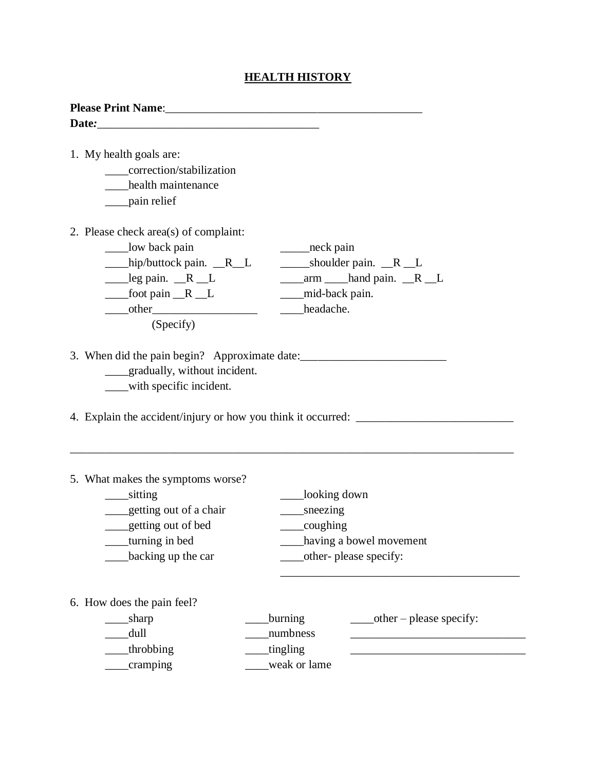# HEALTH HISTORY

**Please Print Name**:____________________________________________
**Date:**_______________________________________

1. My health goals are:
   - ____correction/stabilization
   - ____health maintenance
   - ____pain relief

2. Please check area(s) of complaint:
   - ____low back pain
   - ____hip/buttock pain. __R__L
   - ____leg pain. __R __L
   - ____foot pain __R __L
   - ____other__________________ (Specify)
   - _____neck pain
   - _____shoulder pain. __R __L
   - ____arm ____hand pain. __R __L
   - ____mid-back pain.
   - ____headache.

3. When did the pain begin? Approximate date:_________________________
   - ____gradually, without incident.
   - ____with specific incident.

4. Explain the accident/injury or how you think it occurred: ___________________________

   ______________________________________________________________________________

5. What makes the symptoms worse?
   - ____sitting
   - ____getting out of a chair
   - ____getting out of bed
   - ____turning in bed
   - ____backing up the car
   - ____looking down
   - ____sneezing
   - ____coughing
   - ____having a bowel movement
   - ____other- please specify: __________________________________________

6. How does the pain feel?
   - ____sharp
   - ____dull
   - ____throbbing
   - ____cramping
   - ____burning
   - ____numbness
   - ____tingling
   - ____weak or lame
   - ____other – please specify: ______________________________ ______________________________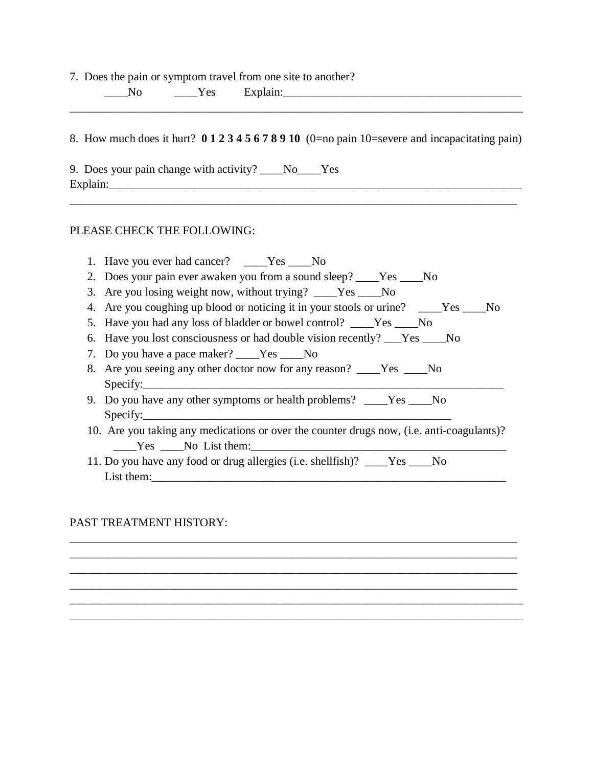7. Does the pain or symptom travel from one site to another?
 ____No ____Yes Explain:__________________________________________
_______________________________________________________________________________

8. How much does it hurt? **0 1 2 3 4 5 6 7 8 9 10** (0=no pain 10=severe and incapacitating pain)

9. Does your pain change with activity? ____No____Yes
Explain:_________________________________________________________________________
_______________________________________________________________________________

PLEASE CHECK THE FOLLOWING:

1. Have you ever had cancer? ____Yes ____No
2. Does your pain ever awaken you from a sound sleep? ____Yes ____No
3. Are you losing weight now, without trying? ____Yes ____No
4. Are you coughing up blood or noticing it in your stools or urine? ____Yes ____No
5. Have you had any loss of bladder or bowel control? ____Yes ____No
6. Have you lost consciousness or had double vision recently? ___Yes ____No
7. Do you have a pace maker? ____Yes ____No
8. Are you seeing any other doctor now for any reason? ____Yes ____No
 Specify:_______________________________________________________________
9. Do you have any other symptoms or health problems? ____Yes ____No
 Specify:_____________________________________________________
10. Are you taking any medications or over the counter drugs now, (i.e. anti-coagulants)?
 ____Yes ____No List them:______________________________________________
11. Do you have any food or drug allergies (i.e. shellfish)? ____Yes ____No
 List them:_____________________________________________________________

PAST TREATMENT HISTORY:
_______________________________________________________________________________
_______________________________________________________________________________
_______________________________________________________________________________
_______________________________________________________________________________
_______________________________________________________________________________
_______________________________________________________________________________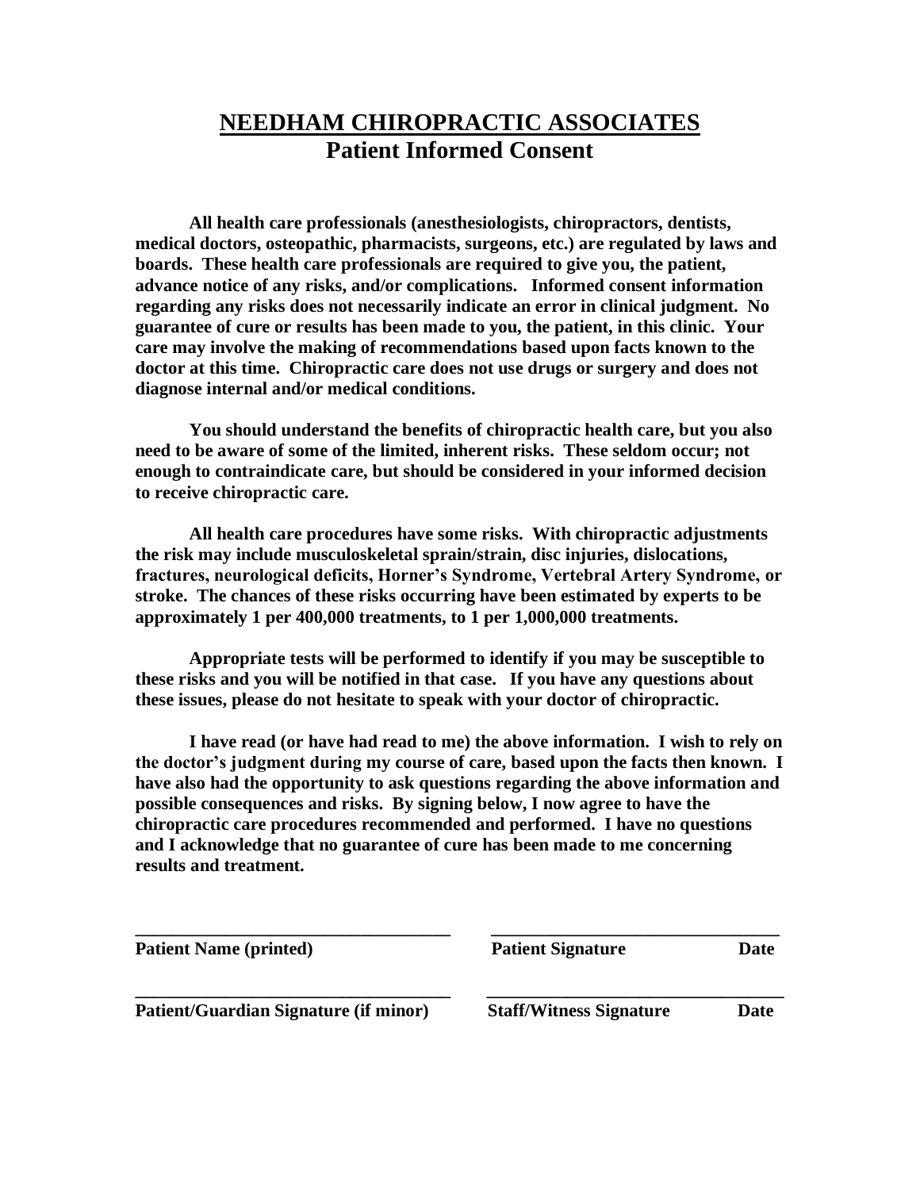# NEEDHAM CHIROPRACTIC ASSOCIATES

## Patient Informed Consent

**All health care professionals (anesthesiologists, chiropractors, dentists, medical doctors, osteopathic, pharmacists, surgeons, etc.) are regulated by laws and boards. These health care professionals are required to give you, the patient, advance notice of any risks, and/or complications. Informed consent information regarding any risks does not necessarily indicate an error in clinical judgment. No guarantee of cure or results has been made to you, the patient, in this clinic. Your care may involve the making of recommendations based upon facts known to the doctor at this time. Chiropractic care does not use drugs or surgery and does not diagnose internal and/or medical conditions.**

**You should understand the benefits of chiropractic health care, but you also need to be aware of some of the limited, inherent risks. These seldom occur; not enough to contraindicate care, but should be considered in your informed decision to receive chiropractic care.**

**All health care procedures have some risks. With chiropractic adjustments the risk may include musculoskeletal sprain/strain, disc injuries, dislocations, fractures, neurological deficits, Horner's Syndrome, Vertebral Artery Syndrome, or stroke. The chances of these risks occurring have been estimated by experts to be approximately 1 per 400,000 treatments, to 1 per 1,000,000 treatments.**

**Appropriate tests will be performed to identify if you may be susceptible to these risks and you will be notified in that case. If you have any questions about these issues, please do not hesitate to speak with your doctor of chiropractic.**

**I have read (or have had read to me) the above information. I wish to rely on the doctor's judgment during my course of care, based upon the facts then known. I have also had the opportunity to ask questions regarding the above information and possible consequences and risks. By signing below, I now agree to have the chiropractic care procedures recommended and performed. I have no questions and I acknowledge that no guarantee of cure has been made to me concerning results and treatment.**

\_\_\_\_\_\_\_\_\_\_\_\_\_\_\_\_\_\_\_\_\_\_\_\_\_\_\_\_\_\_\_\_\_\_\_ \_\_\_\_\_\_\_\_\_\_\_\_\_\_\_\_\_\_\_\_\_\_\_\_\_\_\_\_\_\_\_\_\_\_\_

**Patient Name (printed)** **Patient Signature** **Date**

\_\_\_\_\_\_\_\_\_\_\_\_\_\_\_\_\_\_\_\_\_\_\_\_\_\_\_\_\_\_\_\_\_\_\_ \_\_\_\_\_\_\_\_\_\_\_\_\_\_\_\_\_\_\_\_\_\_\_\_\_\_\_\_\_\_\_\_\_\_\_

**Patient/Guardian Signature (if minor)** **Staff/Witness Signature** **Date**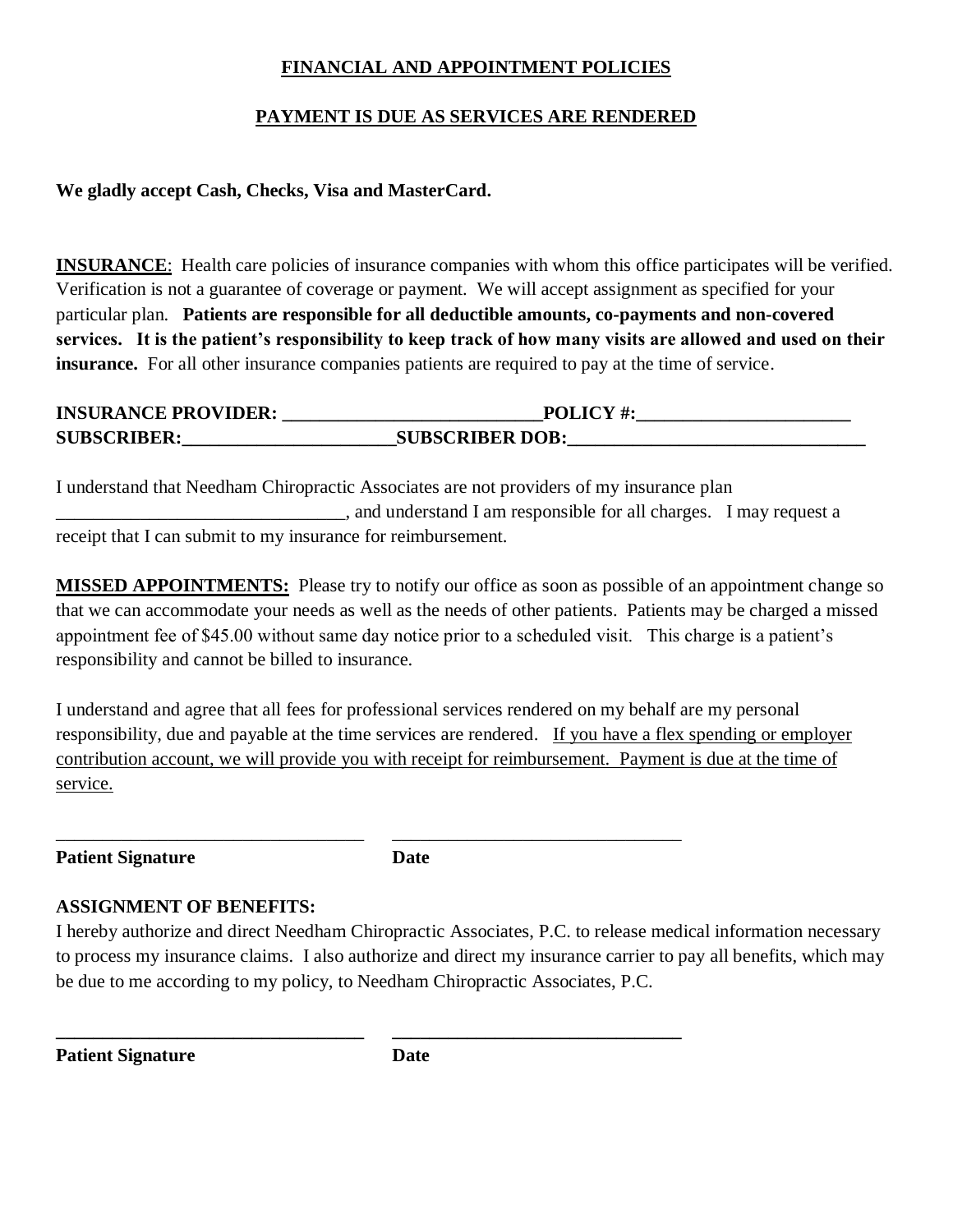# FINANCIAL AND APPOINTMENT POLICIES

## PAYMENT IS DUE AS SERVICES ARE RENDERED

**We gladly accept Cash, Checks, Visa and MasterCard.**

**INSURANCE**: Health care policies of insurance companies with whom this office participates will be verified. Verification is not a guarantee of coverage or payment. We will accept assignment as specified for your particular plan. **Patients are responsible for all deductible amounts, co-payments and non-covered services. It is the patient's responsibility to keep track of how many visits are allowed and used on their insurance.** For all other insurance companies patients are required to pay at the time of service.

**INSURANCE PROVIDER: ____________________________POLICY #:_______________________**
**SUBSCRIBER:______________________SUBSCRIBER DOB:_______________________________**

I understand that Needham Chiropractic Associates are not providers of my insurance plan _______________________________, and understand I am responsible for all charges. I may request a receipt that I can submit to my insurance for reimbursement.

**MISSED APPOINTMENTS:** Please try to notify our office as soon as possible of an appointment change so that we can accommodate your needs as well as the needs of other patients. Patients may be charged a missed appointment fee of $45.00 without same day notice prior to a scheduled visit. This charge is a patient's responsibility and cannot be billed to insurance.

I understand and agree that all fees for professional services rendered on my behalf are my personal responsibility, due and payable at the time services are rendered. If you have a flex spending or employer contribution account, we will provide you with receipt for reimbursement. Payment is due at the time of service.

_________________________________ _______________________________

**Patient Signature** **Date**

**ASSIGNMENT OF BENEFITS:**

I hereby authorize and direct Needham Chiropractic Associates, P.C. to release medical information necessary to process my insurance claims. I also authorize and direct my insurance carrier to pay all benefits, which may be due to me according to my policy, to Needham Chiropractic Associates, P.C.

_________________________________ _______________________________

**Patient Signature** **Date**